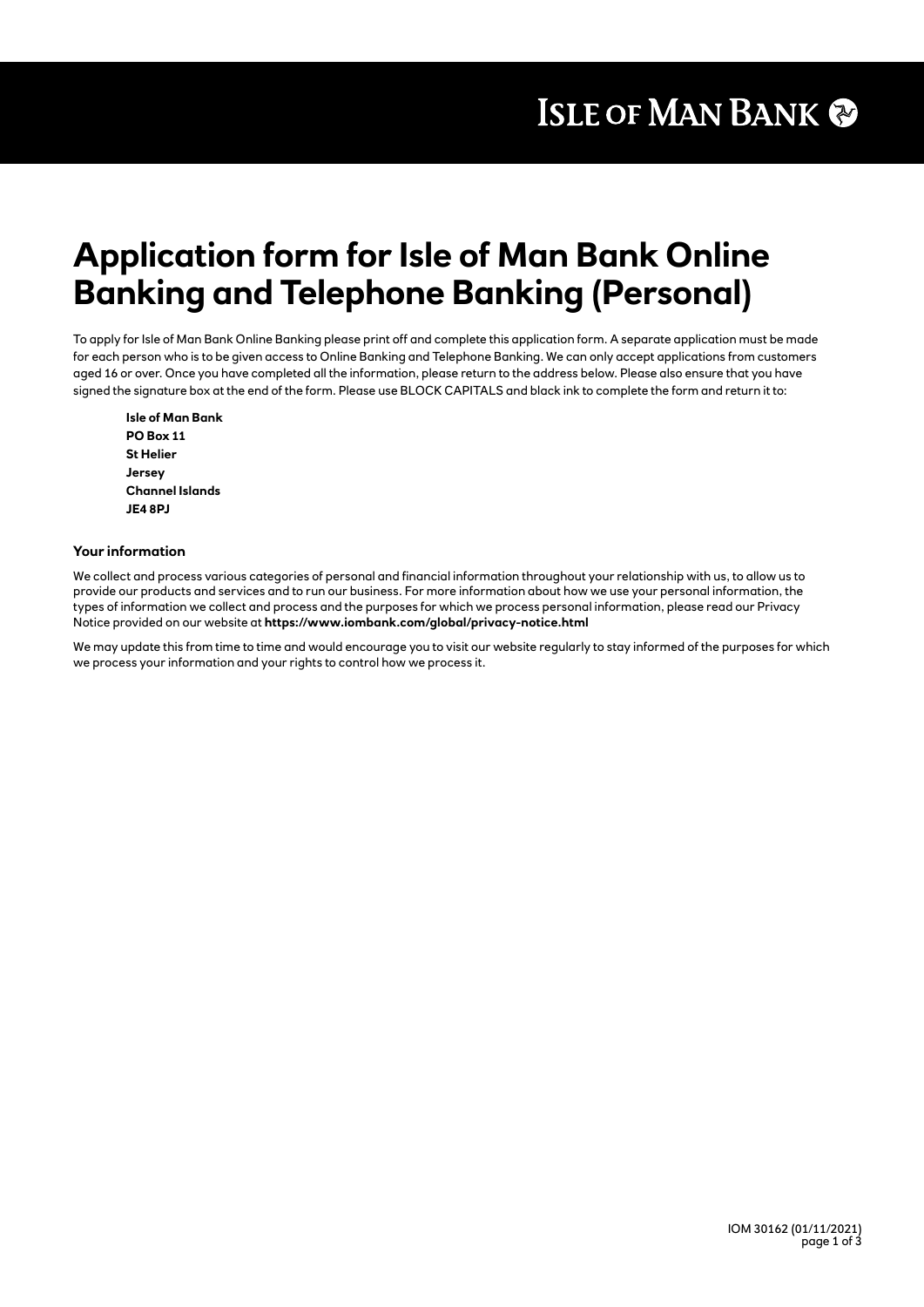ISLE OF MAN BANK

# Application form for Isle of Man Bank Online Banking and Telephone Banking (Personal)

To apply for Isle of Man Bank Online Banking please print off and complete this application form. A separate application must be made for each person who is to be given access to Online Banking and Telephone Banking. We can only accept applications from customers aged 16 or over. Once you have completed all the information, please return to the address below. Please also ensure that you have signed the signature box at the end of the form. Please use BLOCK CAPITALS and black ink to complete the form and return it to:

**Isle of Man Bank**
**PO Box 11**
**St Helier**
**Jersey**
**Channel Islands**
**JE4 8PJ**

### Your information

We collect and process various categories of personal and financial information throughout your relationship with us, to allow us to provide our products and services and to run our business. For more information about how we use your personal information, the types of information we collect and process and the purposes for which we process personal information, please read our Privacy Notice provided on our website at **https://www.iombank.com/global/privacy-notice.html**

We may update this from time to time and would encourage you to visit our website regularly to stay informed of the purposes for which we process your information and your rights to control how we process it.

IOM 30162 (01/11/2021)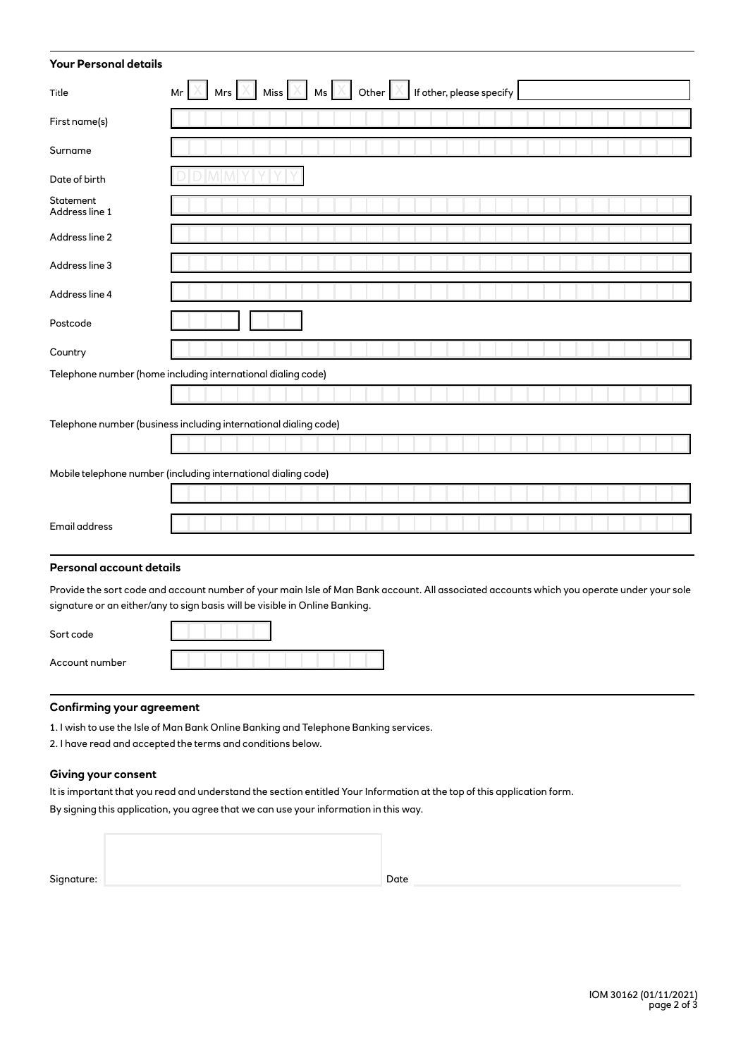## Your Personal details

Title: Mr ☐ Mrs ☐ Miss ☐ Ms ☐ Other ☐ If other, please specify

First name(s)

Surname

Date of birth DDMMYYYY

Statement Address line 1

Address line 2

Address line 3

Address line 4

Postcode

Country

Telephone number (home including international dialing code)

Telephone number (business including international dialing code)

Mobile telephone number (including international dialing code)

Email address

## Personal account details

Provide the sort code and account number of your main Isle of Man Bank account. All associated accounts which you operate under your sole signature or an either/any to sign basis will be visible in Online Banking.

Sort code

Account number

## Confirming your agreement

1. I wish to use the Isle of Man Bank Online Banking and Telephone Banking services.
2. I have read and accepted the terms and conditions below.

### Giving your consent

It is important that you read and understand the section entitled Your Information at the top of this application form.

By signing this application, you agree that we can use your information in this way.

Signature: Date

IOM 30162 (01/11/2021)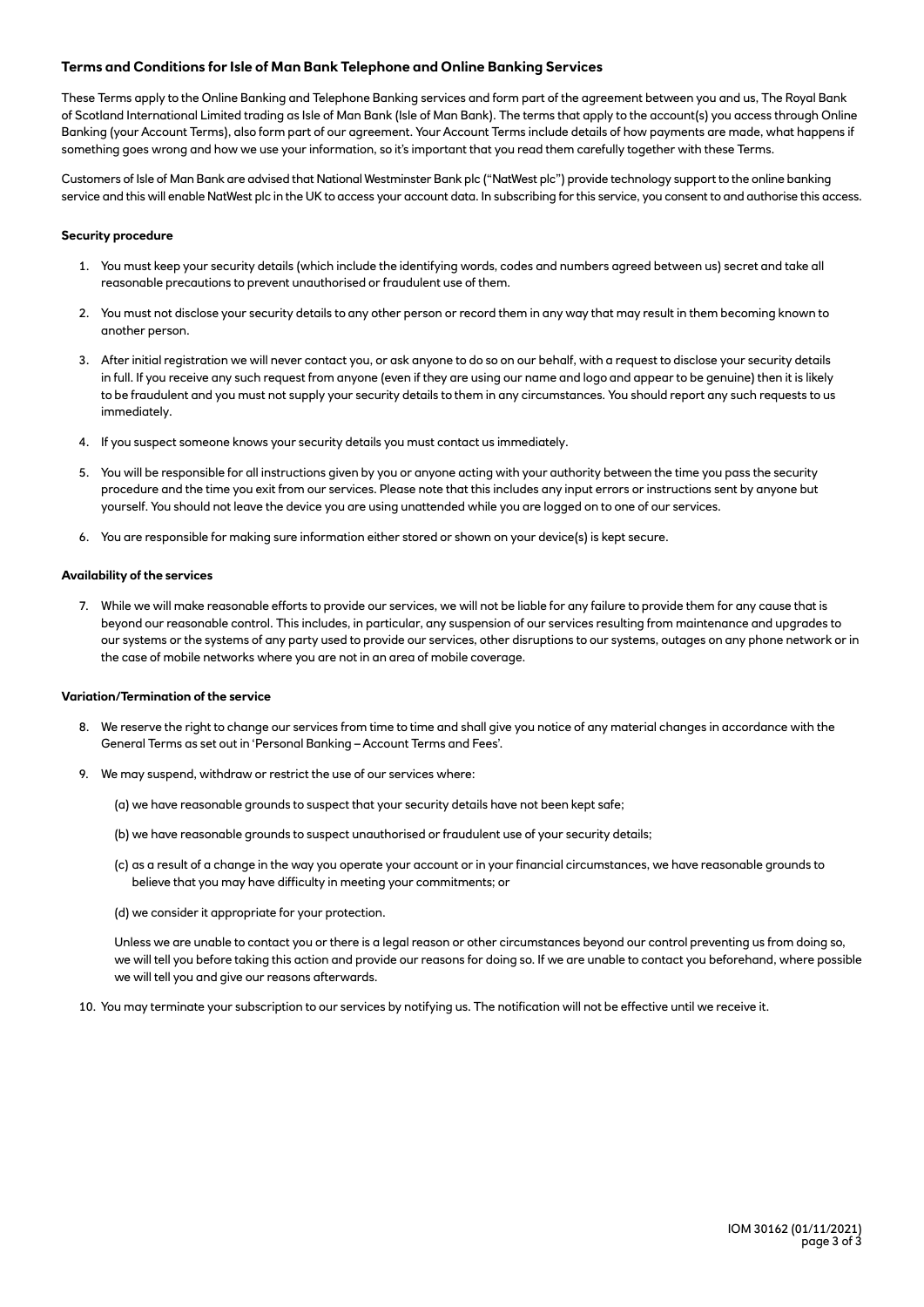## Terms and Conditions for Isle of Man Bank Telephone and Online Banking Services

These Terms apply to the Online Banking and Telephone Banking services and form part of the agreement between you and us, The Royal Bank of Scotland International Limited trading as Isle of Man Bank (Isle of Man Bank). The terms that apply to the account(s) you access through Online Banking (your Account Terms), also form part of our agreement. Your Account Terms include details of how payments are made, what happens if something goes wrong and how we use your information, so it's important that you read them carefully together with these Terms.

Customers of Isle of Man Bank are advised that National Westminster Bank plc ("NatWest plc") provide technology support to the online banking service and this will enable NatWest plc in the UK to access your account data. In subscribing for this service, you consent to and authorise this access.

### Security procedure

1. You must keep your security details (which include the identifying words, codes and numbers agreed between us) secret and take all reasonable precautions to prevent unauthorised or fraudulent use of them.

2. You must not disclose your security details to any other person or record them in any way that may result in them becoming known to another person.

3. After initial registration we will never contact you, or ask anyone to do so on our behalf, with a request to disclose your security details in full. If you receive any such request from anyone (even if they are using our name and logo and appear to be genuine) then it is likely to be fraudulent and you must not supply your security details to them in any circumstances. You should report any such requests to us immediately.

4. If you suspect someone knows your security details you must contact us immediately.

5. You will be responsible for all instructions given by you or anyone acting with your authority between the time you pass the security procedure and the time you exit from our services. Please note that this includes any input errors or instructions sent by anyone but yourself. You should not leave the device you are using unattended while you are logged on to one of our services.

6. You are responsible for making sure information either stored or shown on your device(s) is kept secure.

### Availability of the services

7. While we will make reasonable efforts to provide our services, we will not be liable for any failure to provide them for any cause that is beyond our reasonable control. This includes, in particular, any suspension of our services resulting from maintenance and upgrades to our systems or the systems of any party used to provide our services, other disruptions to our systems, outages on any phone network or in the case of mobile networks where you are not in an area of mobile coverage.

### Variation/Termination of the service

8. We reserve the right to change our services from time to time and shall give you notice of any material changes in accordance with the General Terms as set out in 'Personal Banking – Account Terms and Fees'.

9. We may suspend, withdraw or restrict the use of our services where:

   (a) we have reasonable grounds to suspect that your security details have not been kept safe;

   (b) we have reasonable grounds to suspect unauthorised or fraudulent use of your security details;

   (c) as a result of a change in the way you operate your account or in your financial circumstances, we have reasonable grounds to believe that you may have difficulty in meeting your commitments; or

   (d) we consider it appropriate for your protection.

   Unless we are unable to contact you or there is a legal reason or other circumstances beyond our control preventing us from doing so, we will tell you before taking this action and provide our reasons for doing so. If we are unable to contact you beforehand, where possible we will tell you and give our reasons afterwards.

10. You may terminate your subscription to our services by notifying us. The notification will not be effective until we receive it.

IOM 30162 (01/11/2021)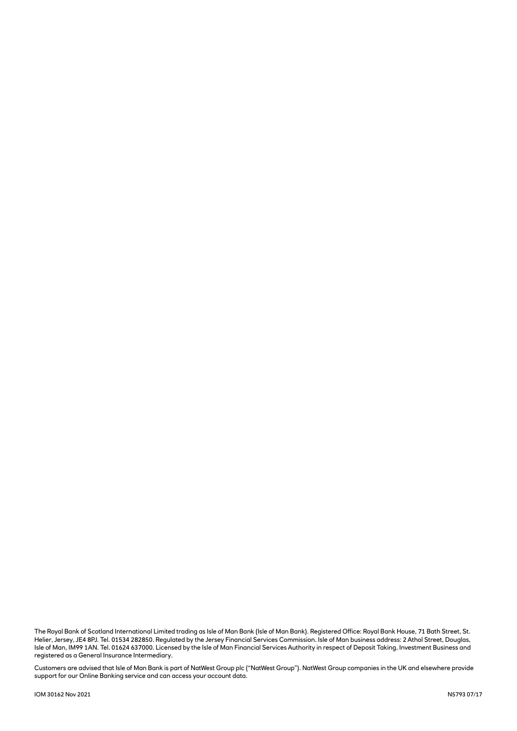The Royal Bank of Scotland International Limited trading as Isle of Man Bank (Isle of Man Bank). Registered Office: Royal Bank House, 71 Bath Street, St. Helier, Jersey, JE4 8PJ. Tel. 01534 282850. Regulated by the Jersey Financial Services Commission. Isle of Man business address: 2 Athol Street, Douglas, Isle of Man, IM99 1AN. Tel. 01624 637000. Licensed by the Isle of Man Financial Services Authority in respect of Deposit Taking, Investment Business and registered as a General Insurance Intermediary.

Customers are advised that Isle of Man Bank is part of NatWest Group plc ("NatWest Group"). NatWest Group companies in the UK and elsewhere provide support for our Online Banking service and can access your account data.

IOM 30162 Nov 2021

N5793 07/17